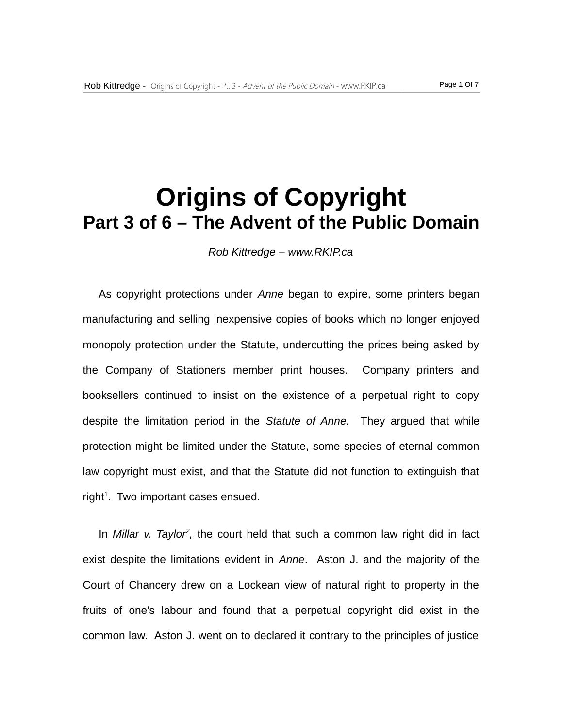# Origins of Copyright

## Part 3 of 6 – The Advent of the Public Domain

*Rob Kittredge – www.RKIP.ca*

As copyright protections under *Anne* began to expire, some printers began manufacturing and selling inexpensive copies of books which no longer enjoyed monopoly protection under the Statute, undercutting the prices being asked by the Company of Stationers member print houses. Company printers and booksellers continued to insist on the existence of a perpetual right to copy despite the limitation period in the *Statute of Anne.* They argued that while protection might be limited under the Statute, some species of eternal common law copyright must exist, and that the Statute did not function to extinguish that right[1]. Two important cases ensued.

In *Millar v. Taylor*[2]*,* the court held that such a common law right did in fact exist despite the limitations evident in *Anne*. Aston J. and the majority of the Court of Chancery drew on a Lockean view of natural right to property in the fruits of one's labour and found that a perpetual copyright did exist in the common law. Aston J. went on to declared it contrary to the principles of justice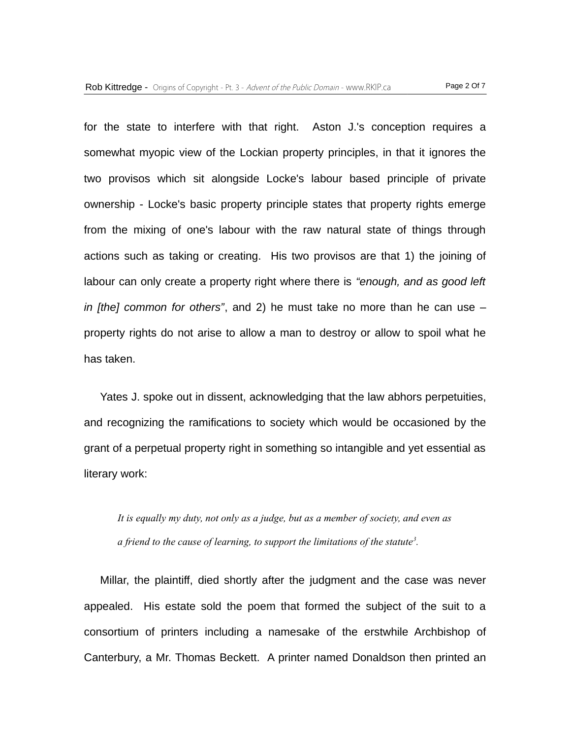for the state to interfere with that right. Aston J.'s conception requires a somewhat myopic view of the Lockian property principles, in that it ignores the two provisos which sit alongside Locke's labour based principle of private ownership - Locke's basic property principle states that property rights emerge from the mixing of one's labour with the raw natural state of things through actions such as taking or creating. His two provisos are that 1) the joining of labour can only create a property right where there is *"enough, and as good left in [the] common for others"*, and 2) he must take no more than he can use – property rights do not arise to allow a man to destroy or allow to spoil what he has taken.

Yates J. spoke out in dissent, acknowledging that the law abhors perpetuities, and recognizing the ramifications to society which would be occasioned by the grant of a perpetual property right in something so intangible and yet essential as literary work:

> *It is equally my duty, not only as a judge, but as a member of society, and even as a friend to the cause of learning, to support the limitations of the statute*[3].

Millar, the plaintiff, died shortly after the judgment and the case was never appealed. His estate sold the poem that formed the subject of the suit to a consortium of printers including a namesake of the erstwhile Archbishop of Canterbury, a Mr. Thomas Beckett. A printer named Donaldson then printed an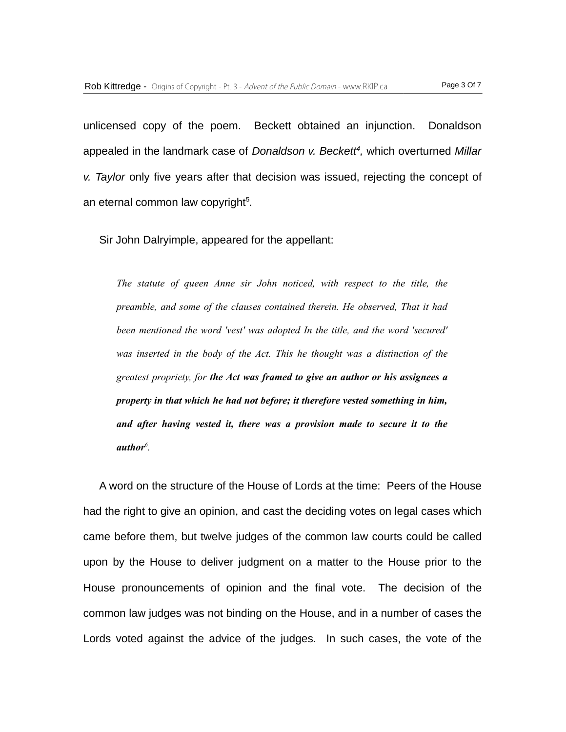unlicensed copy of the poem. Beckett obtained an injunction. Donaldson appealed in the landmark case of *Donaldson v. Beckett*[4], which overturned *Millar v. Taylor* only five years after that decision was issued, rejecting the concept of an eternal common law copyright[5].

Sir John Dalryimple, appeared for the appellant:

> *The statute of queen Anne sir John noticed, with respect to the title, the preamble, and some of the clauses contained therein. He observed, That it had been mentioned the word 'vest' was adopted In the title, and the word 'secured' was inserted in the body of the Act. This he thought was a distinction of the greatest propriety, for* ***the Act was framed to give an author or his assignees a property in that which he had not before; it therefore vested something in him, and after having vested it, there was a provision made to secure it to the author***[6].

A word on the structure of the House of Lords at the time: Peers of the House had the right to give an opinion, and cast the deciding votes on legal cases which came before them, but twelve judges of the common law courts could be called upon by the House to deliver judgment on a matter to the House prior to the House pronouncements of opinion and the final vote. The decision of the common law judges was not binding on the House, and in a number of cases the Lords voted against the advice of the judges. In such cases, the vote of the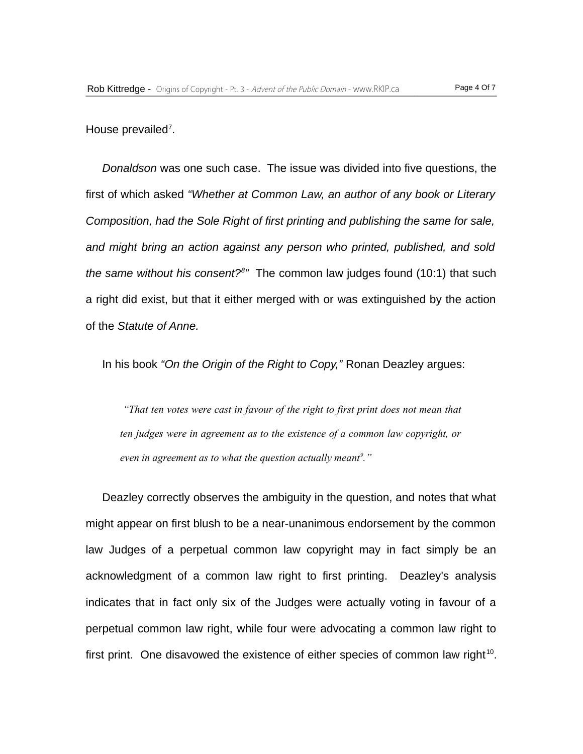House prevailed[7].

*Donaldson* was one such case. The issue was divided into five questions, the first of which asked *"Whether at Common Law, an author of any book or Literary Composition, had the Sole Right of first printing and publishing the same for sale, and might bring an action against any person who printed, published, and sold the same without his consent?[8]"* The common law judges found (10:1) that such a right did exist, but that it either merged with or was extinguished by the action of the *Statute of Anne.*

In his book *"On the Origin of the Right to Copy,"* Ronan Deazley argues:

> *"That ten votes were cast in favour of the right to first print does not mean that ten judges were in agreement as to the existence of a common law copyright, or even in agreement as to what the question actually meant[9]."*

Deazley correctly observes the ambiguity in the question, and notes that what might appear on first blush to be a near-unanimous endorsement by the common law Judges of a perpetual common law copyright may in fact simply be an acknowledgment of a common law right to first printing. Deazley's analysis indicates that in fact only six of the Judges were actually voting in favour of a perpetual common law right, while four were advocating a common law right to first print. One disavowed the existence of either species of common law right[10].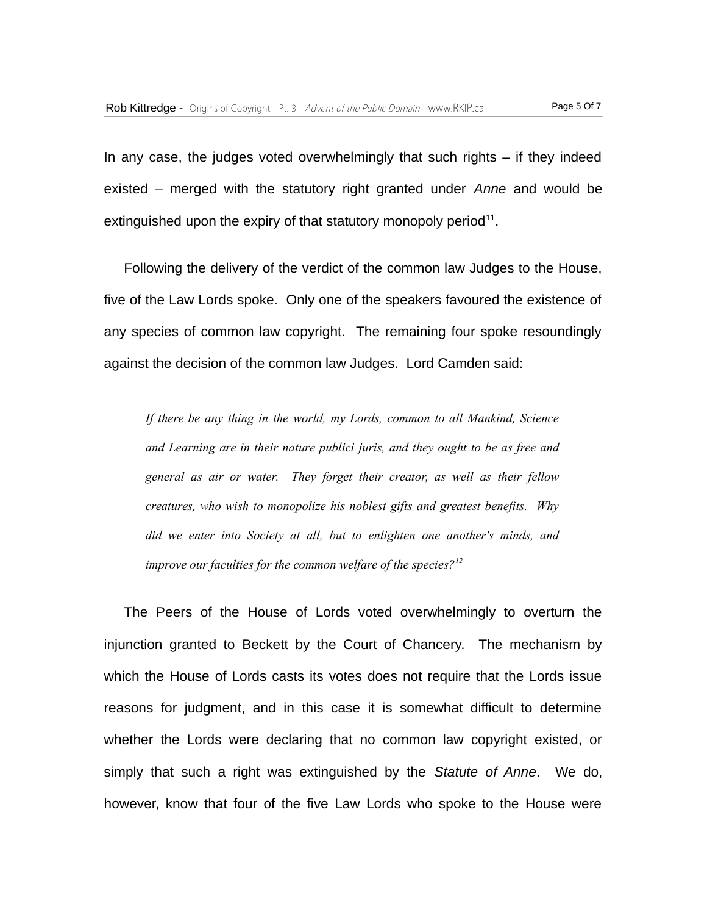In any case, the judges voted overwhelmingly that such rights – if they indeed existed – merged with the statutory right granted under *Anne* and would be extinguished upon the expiry of that statutory monopoly period[11].

Following the delivery of the verdict of the common law Judges to the House, five of the Law Lords spoke. Only one of the speakers favoured the existence of any species of common law copyright. The remaining four spoke resoundingly against the decision of the common law Judges. Lord Camden said:

> *If there be any thing in the world, my Lords, common to all Mankind, Science and Learning are in their nature publici juris, and they ought to be as free and general as air or water. They forget their creator, as well as their fellow creatures, who wish to monopolize his noblest gifts and greatest benefits. Why did we enter into Society at all, but to enlighten one another's minds, and improve our faculties for the common welfare of the species?*[12]

The Peers of the House of Lords voted overwhelmingly to overturn the injunction granted to Beckett by the Court of Chancery. The mechanism by which the House of Lords casts its votes does not require that the Lords issue reasons for judgment, and in this case it is somewhat difficult to determine whether the Lords were declaring that no common law copyright existed, or simply that such a right was extinguished by the *Statute of Anne*. We do, however, know that four of the five Law Lords who spoke to the House were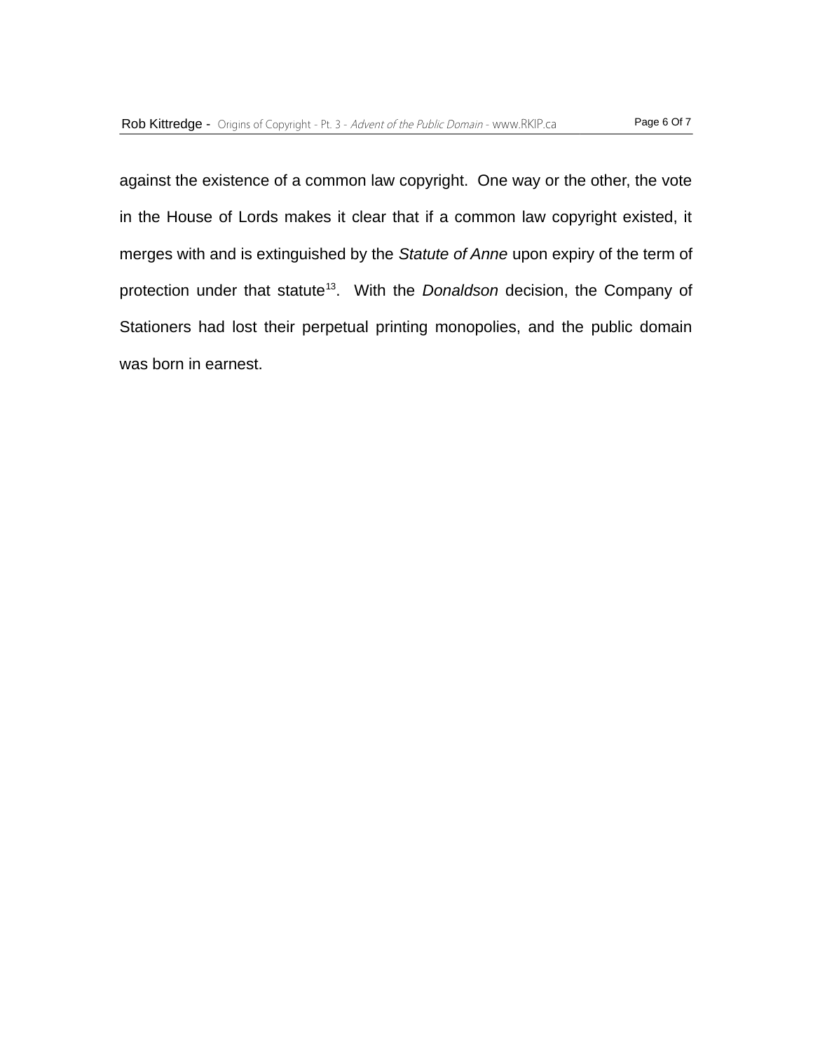against the existence of a common law copyright. One way or the other, the vote in the House of Lords makes it clear that if a common law copyright existed, it merges with and is extinguished by the *Statute of Anne* upon expiry of the term of protection under that statute[13]. With the *Donaldson* decision, the Company of Stationers had lost their perpetual printing monopolies, and the public domain was born in earnest.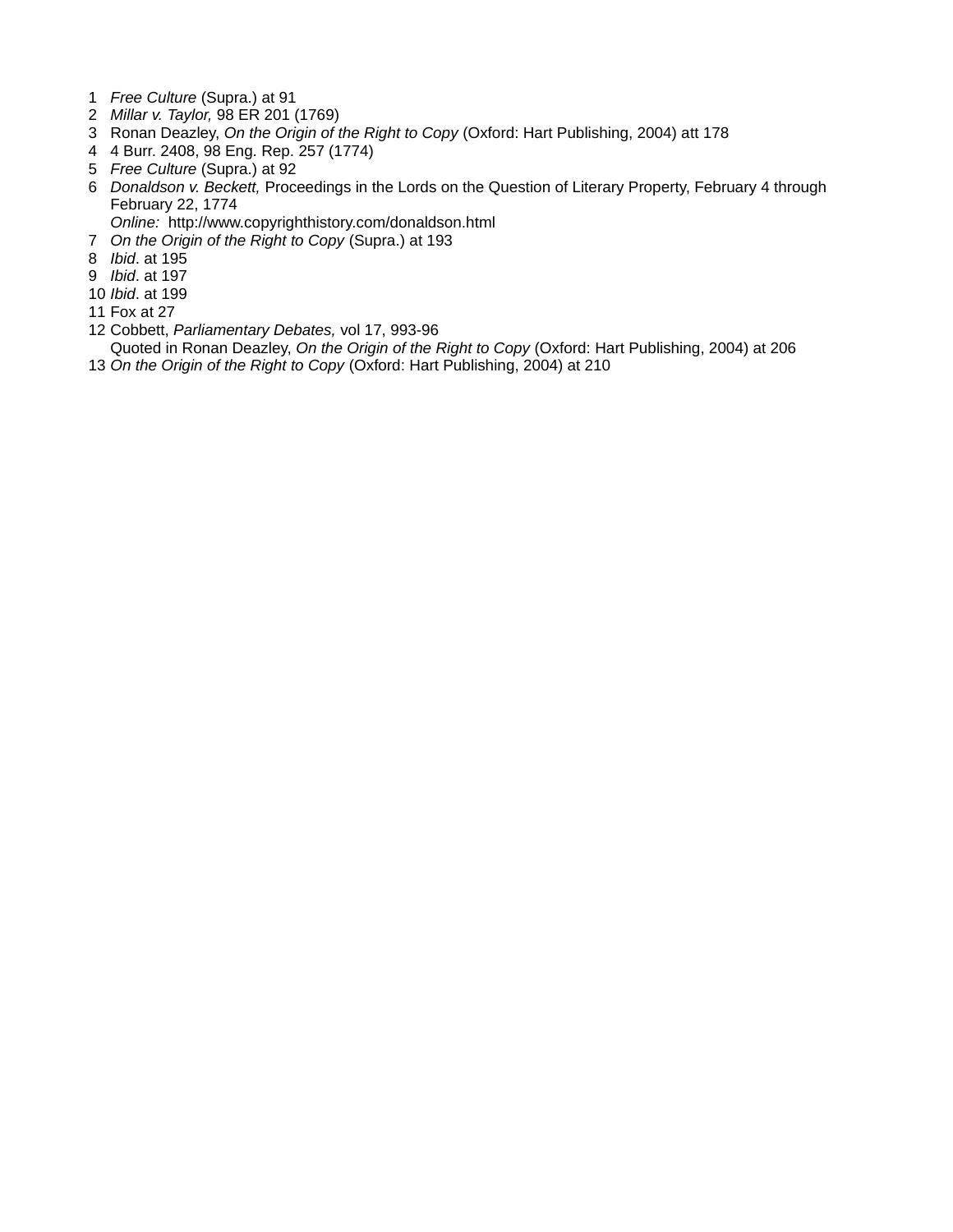1 *Free Culture* (Supra.) at 91
2 *Millar v. Taylor,* 98 ER 201 (1769)
3 Ronan Deazley, *On the Origin of the Right to Copy* (Oxford: Hart Publishing, 2004) att 178
4 4 Burr. 2408, 98 Eng. Rep. 257 (1774)
5 *Free Culture* (Supra.) at 92
6 *Donaldson v. Beckett,* Proceedings in the Lords on the Question of Literary Property, February 4 through February 22, 1774
*Online:* http://www.copyrighthistory.com/donaldson.html
7 *On the Origin of the Right to Copy* (Supra.) at 193
8 *Ibid*. at 195
9 *Ibid*. at 197
10 *Ibid*. at 199
11 Fox at 27
12 Cobbett, *Parliamentary Debates,* vol 17, 993-96
Quoted in Ronan Deazley, *On the Origin of the Right to Copy* (Oxford: Hart Publishing, 2004) at 206
13 *On the Origin of the Right to Copy* (Oxford: Hart Publishing, 2004) at 210